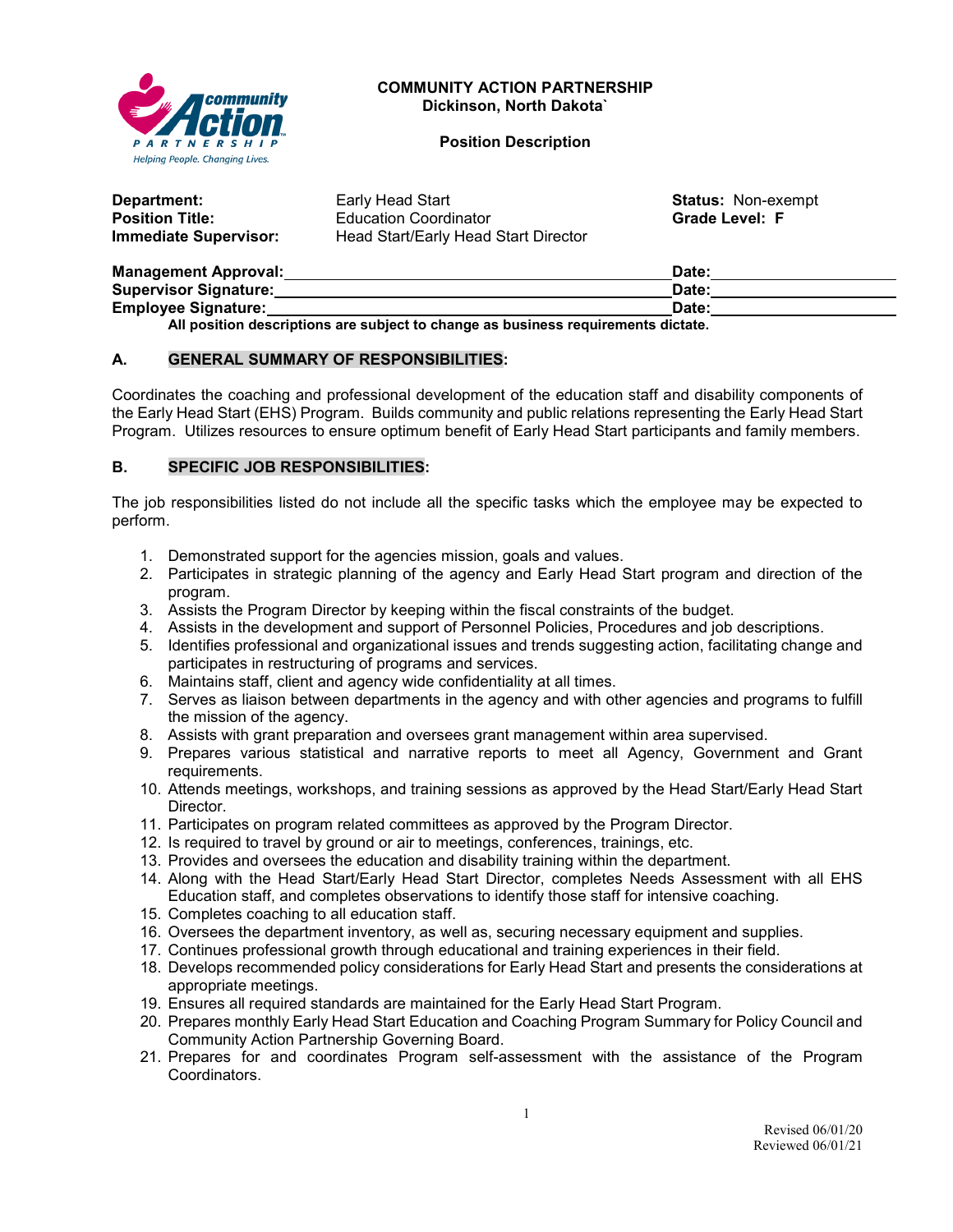**COMMUNITY ACTION PARTNERSHIP**
**Dickinson, North Dakota`**

**Position Description**

| | | |
|---|---|---|
| **Department:** | Early Head Start | **Status:** Non-exempt |
| **Position Title:** | Education Coordinator | **Grade Level: F** |
| **Immediate Supervisor:** | Head Start/Early Head Start Director | |

**Management Approval:**\_\_\_\_\_\_\_\_\_\_\_\_\_\_\_\_\_\_\_\_\_\_\_\_\_\_\_\_\_\_\_\_\_\_\_\_ **Date:**\_\_\_\_\_\_\_\_\_\_\_\_\_\_\_\_

**Supervisor Signature:**\_\_\_\_\_\_\_\_\_\_\_\_\_\_\_\_\_\_\_\_\_\_\_\_\_\_\_\_\_\_\_\_\_\_\_\_ **Date:**\_\_\_\_\_\_\_\_\_\_\_\_\_\_\_\_

**Employee Signature:**\_\_\_\_\_\_\_\_\_\_\_\_\_\_\_\_\_\_\_\_\_\_\_\_\_\_\_\_\_\_\_\_\_\_\_\_ **Date:**\_\_\_\_\_\_\_\_\_\_\_\_\_\_\_\_

**All position descriptions are subject to change as business requirements dictate.**

## A. GENERAL SUMMARY OF RESPONSIBILITIES:

Coordinates the coaching and professional development of the education staff and disability components of the Early Head Start (EHS) Program. Builds community and public relations representing the Early Head Start Program. Utilizes resources to ensure optimum benefit of Early Head Start participants and family members.

## B. SPECIFIC JOB RESPONSIBILITIES:

The job responsibilities listed do not include all the specific tasks which the employee may be expected to perform.

1. Demonstrated support for the agencies mission, goals and values.
2. Participates in strategic planning of the agency and Early Head Start program and direction of the program.
3. Assists the Program Director by keeping within the fiscal constraints of the budget.
4. Assists in the development and support of Personnel Policies, Procedures and job descriptions.
5. Identifies professional and organizational issues and trends suggesting action, facilitating change and participates in restructuring of programs and services.
6. Maintains staff, client and agency wide confidentiality at all times.
7. Serves as liaison between departments in the agency and with other agencies and programs to fulfill the mission of the agency.
8. Assists with grant preparation and oversees grant management within area supervised.
9. Prepares various statistical and narrative reports to meet all Agency, Government and Grant requirements.
10. Attends meetings, workshops, and training sessions as approved by the Head Start/Early Head Start Director.
11. Participates on program related committees as approved by the Program Director.
12. Is required to travel by ground or air to meetings, conferences, trainings, etc.
13. Provides and oversees the education and disability training within the department.
14. Along with the Head Start/Early Head Start Director, completes Needs Assessment with all EHS Education staff, and completes observations to identify those staff for intensive coaching.
15. Completes coaching to all education staff.
16. Oversees the department inventory, as well as, securing necessary equipment and supplies.
17. Continues professional growth through educational and training experiences in their field.
18. Develops recommended policy considerations for Early Head Start and presents the considerations at appropriate meetings.
19. Ensures all required standards are maintained for the Early Head Start Program.
20. Prepares monthly Early Head Start Education and Coaching Program Summary for Policy Council and Community Action Partnership Governing Board.
21. Prepares for and coordinates Program self-assessment with the assistance of the Program Coordinators.

Revised 06/01/20
Reviewed 06/01/21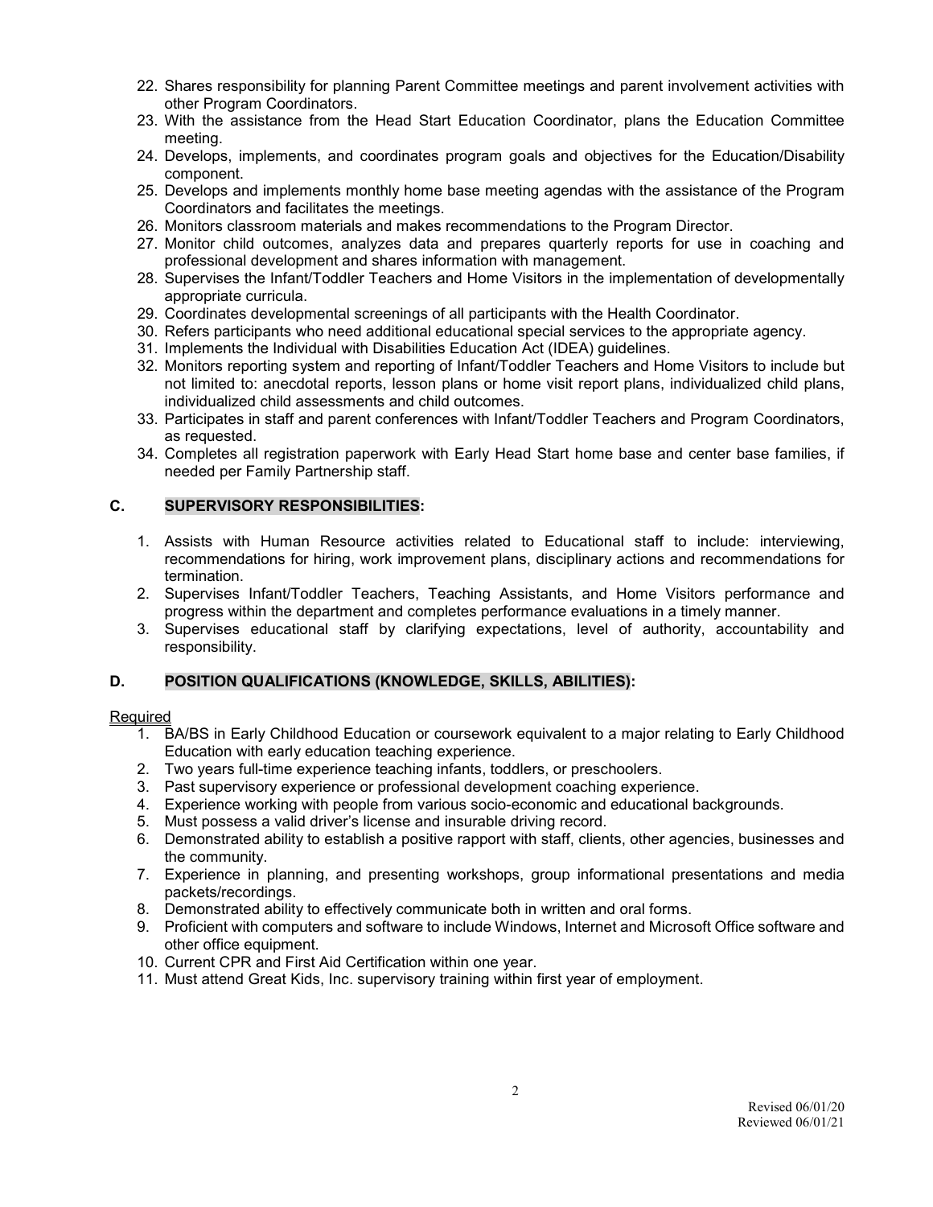22. Shares responsibility for planning Parent Committee meetings and parent involvement activities with other Program Coordinators.
23. With the assistance from the Head Start Education Coordinator, plans the Education Committee meeting.
24. Develops, implements, and coordinates program goals and objectives for the Education/Disability component.
25. Develops and implements monthly home base meeting agendas with the assistance of the Program Coordinators and facilitates the meetings.
26. Monitors classroom materials and makes recommendations to the Program Director.
27. Monitor child outcomes, analyzes data and prepares quarterly reports for use in coaching and professional development and shares information with management.
28. Supervises the Infant/Toddler Teachers and Home Visitors in the implementation of developmentally appropriate curricula.
29. Coordinates developmental screenings of all participants with the Health Coordinator.
30. Refers participants who need additional educational special services to the appropriate agency.
31. Implements the Individual with Disabilities Education Act (IDEA) guidelines.
32. Monitors reporting system and reporting of Infant/Toddler Teachers and Home Visitors to include but not limited to: anecdotal reports, lesson plans or home visit report plans, individualized child plans, individualized child assessments and child outcomes.
33. Participates in staff and parent conferences with Infant/Toddler Teachers and Program Coordinators, as requested.
34. Completes all registration paperwork with Early Head Start home base and center base families, if needed per Family Partnership staff.

## C. SUPERVISORY RESPONSIBILITIES:

1. Assists with Human Resource activities related to Educational staff to include: interviewing, recommendations for hiring, work improvement plans, disciplinary actions and recommendations for termination.
2. Supervises Infant/Toddler Teachers, Teaching Assistants, and Home Visitors performance and progress within the department and completes performance evaluations in a timely manner.
3. Supervises educational staff by clarifying expectations, level of authority, accountability and responsibility.

## D. POSITION QUALIFICATIONS (KNOWLEDGE, SKILLS, ABILITIES):

Required

1. BA/BS in Early Childhood Education or coursework equivalent to a major relating to Early Childhood Education with early education teaching experience.
2. Two years full-time experience teaching infants, toddlers, or preschoolers.
3. Past supervisory experience or professional development coaching experience.
4. Experience working with people from various socio-economic and educational backgrounds.
5. Must possess a valid driver's license and insurable driving record.
6. Demonstrated ability to establish a positive rapport with staff, clients, other agencies, businesses and the community.
7. Experience in planning, and presenting workshops, group informational presentations and media packets/recordings.
8. Demonstrated ability to effectively communicate both in written and oral forms.
9. Proficient with computers and software to include Windows, Internet and Microsoft Office software and other office equipment.
10. Current CPR and First Aid Certification within one year.
11. Must attend Great Kids, Inc. supervisory training within first year of employment.

Revised 06/01/20
Reviewed 06/01/21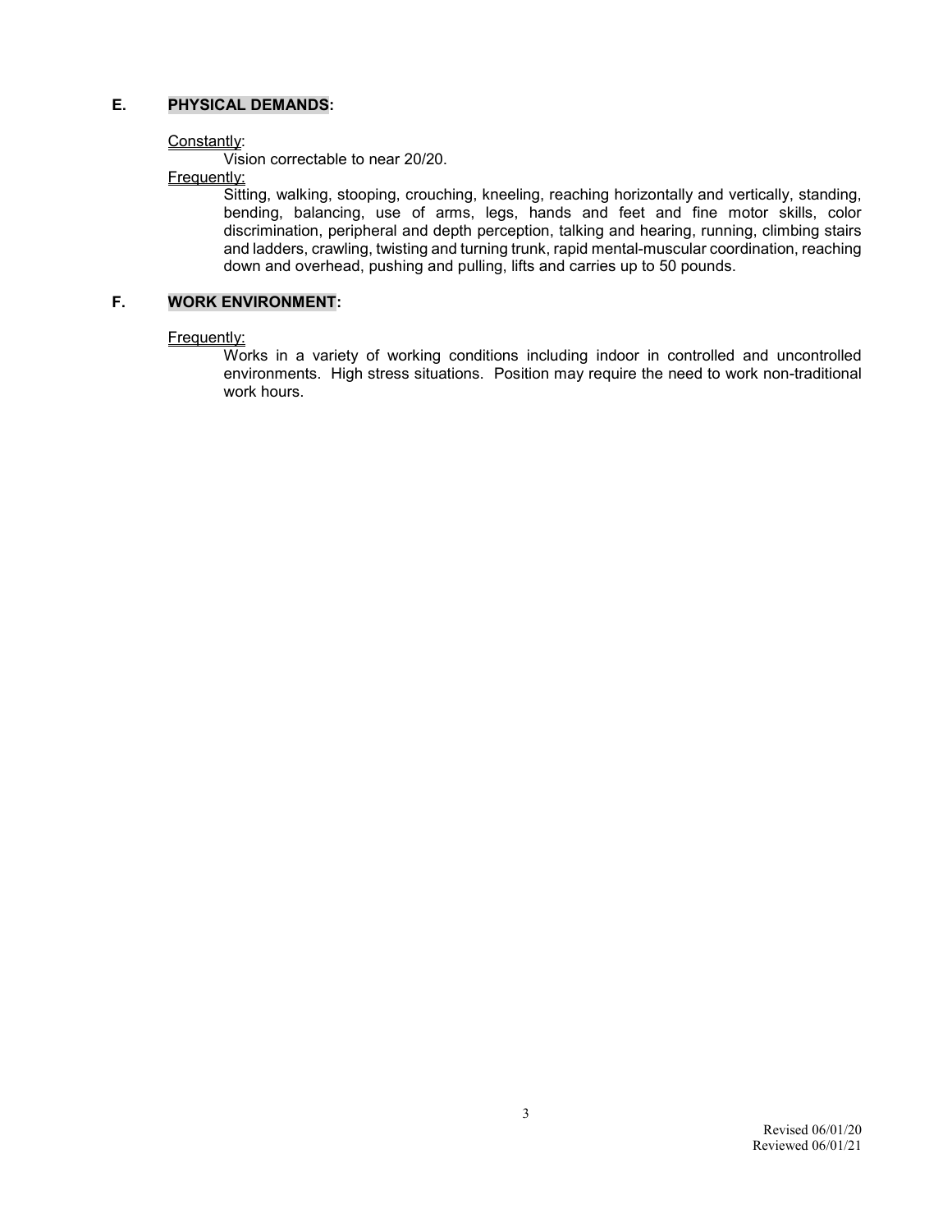## E. **PHYSICAL DEMANDS**:

Constantly:

Vision correctable to near 20/20.

Frequently:

Sitting, walking, stooping, crouching, kneeling, reaching horizontally and vertically, standing, bending, balancing, use of arms, legs, hands and feet and fine motor skills, color discrimination, peripheral and depth perception, talking and hearing, running, climbing stairs and ladders, crawling, twisting and turning trunk, rapid mental-muscular coordination, reaching down and overhead, pushing and pulling, lifts and carries up to 50 pounds.

## F. **WORK ENVIRONMENT**:

Frequently:

Works in a variety of working conditions including indoor in controlled and uncontrolled environments. High stress situations. Position may require the need to work non-traditional work hours.

Revised 06/01/20
Reviewed 06/01/21